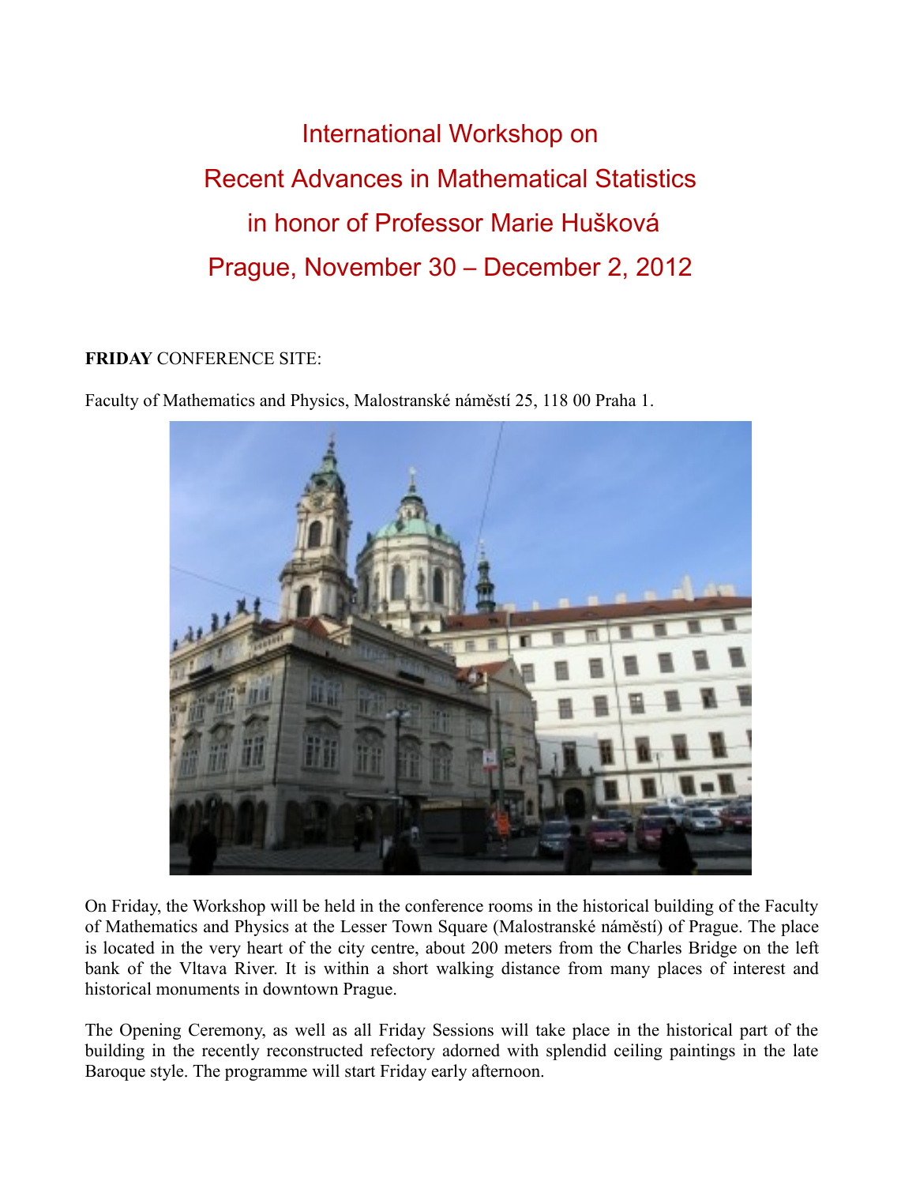# International Workshop on Recent Advances in Mathematical Statistics in honor of Professor Marie Hušková

## Prague, November 30 – December 2, 2012

**FRIDAY** CONFERENCE SITE:

Faculty of Mathematics and Physics, Malostranské náměstí 25, 118 00 Praha 1.

On Friday, the Workshop will be held in the conference rooms in the historical building of the Faculty of Mathematics and Physics at the Lesser Town Square (Malostranské náměstí) of Prague. The place is located in the very heart of the city centre, about 200 meters from the Charles Bridge on the left bank of the Vltava River. It is within a short walking distance from many places of interest and historical monuments in downtown Prague.

The Opening Ceremony, as well as all Friday Sessions will take place in the historical part of the building in the recently reconstructed refectory adorned with splendid ceiling paintings in the late Baroque style. The programme will start Friday early afternoon.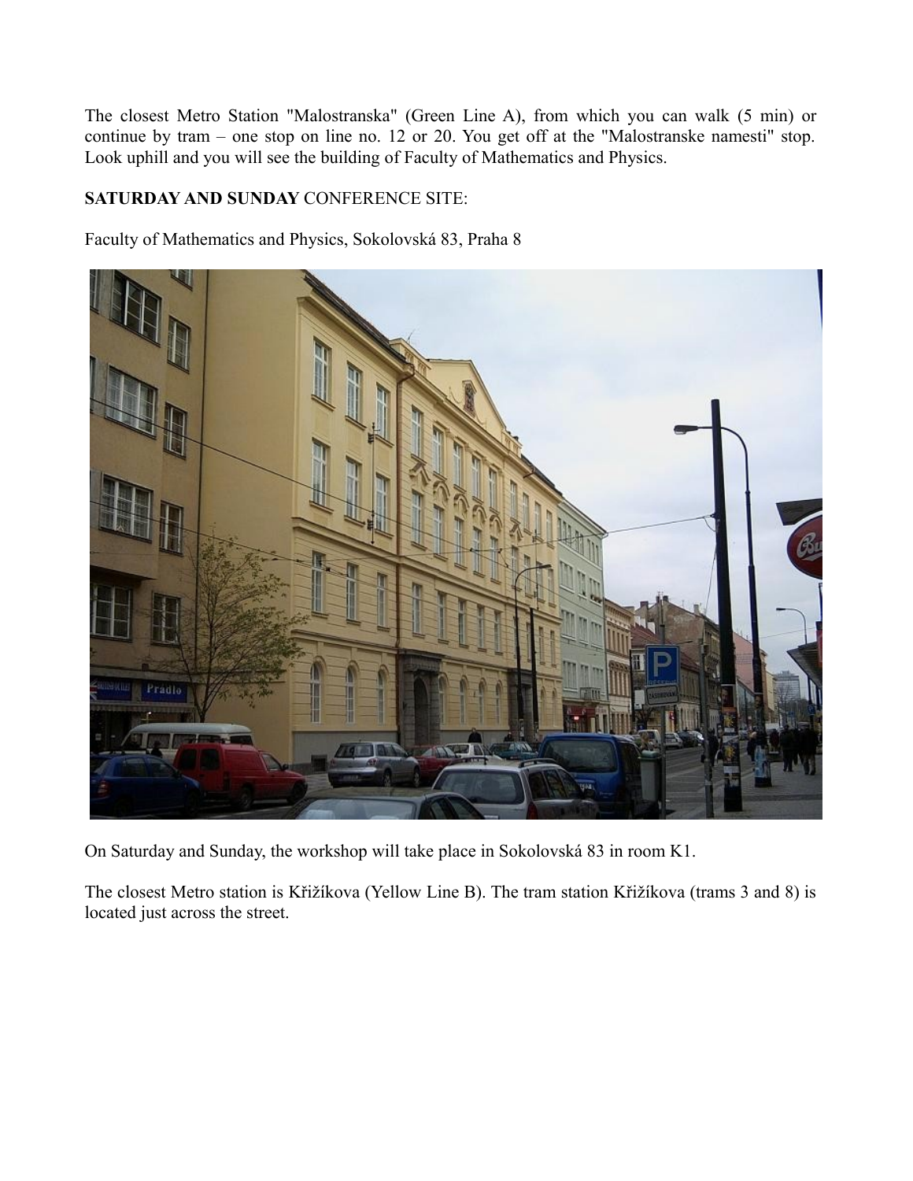The closest Metro Station "Malostranska" (Green Line A), from which you can walk (5 min) or continue by tram – one stop on line no. 12 or 20. You get off at the "Malostranske namesti" stop. Look uphill and you will see the building of Faculty of Mathematics and Physics.

**SATURDAY AND SUNDAY** CONFERENCE SITE:

Faculty of Mathematics and Physics, Sokolovská 83, Praha 8

On Saturday and Sunday, the workshop will take place in Sokolovská 83 in room K1.

The closest Metro station is Křižíkova (Yellow Line B). The tram station Křižíkova (trams 3 and 8) is located just across the street.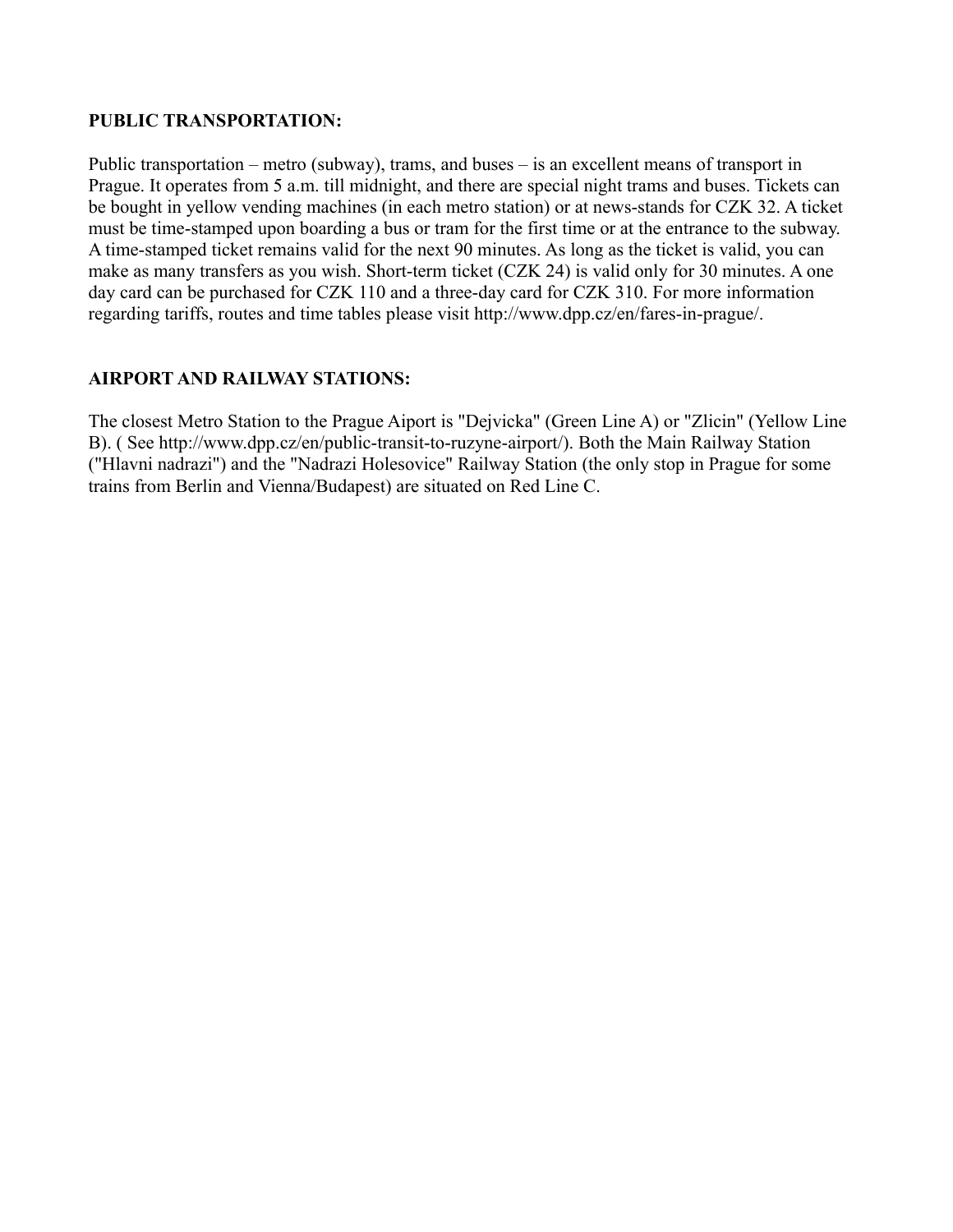**PUBLIC TRANSPORTATION:**

Public transportation – metro (subway), trams, and buses – is an excellent means of transport in Prague. It operates from 5 a.m. till midnight, and there are special night trams and buses. Tickets can be bought in yellow vending machines (in each metro station) or at news-stands for CZK 32. A ticket must be time-stamped upon boarding a bus or tram for the first time or at the entrance to the subway. A time-stamped ticket remains valid for the next 90 minutes. As long as the ticket is valid, you can make as many transfers as you wish. Short-term ticket (CZK 24) is valid only for 30 minutes. A one day card can be purchased for CZK 110 and a three-day card for CZK 310. For more information regarding tariffs, routes and time tables please visit http://www.dpp.cz/en/fares-in-prague/.

**AIRPORT AND RAILWAY STATIONS:**

The closest Metro Station to the Prague Aiport is "Dejvicka" (Green Line A) or "Zlicin" (Yellow Line B). ( See http://www.dpp.cz/en/public-transit-to-ruzyne-airport/). Both the Main Railway Station ("Hlavni nadrazi") and the "Nadrazi Holesovice" Railway Station (the only stop in Prague for some trains from Berlin and Vienna/Budapest) are situated on Red Line C.